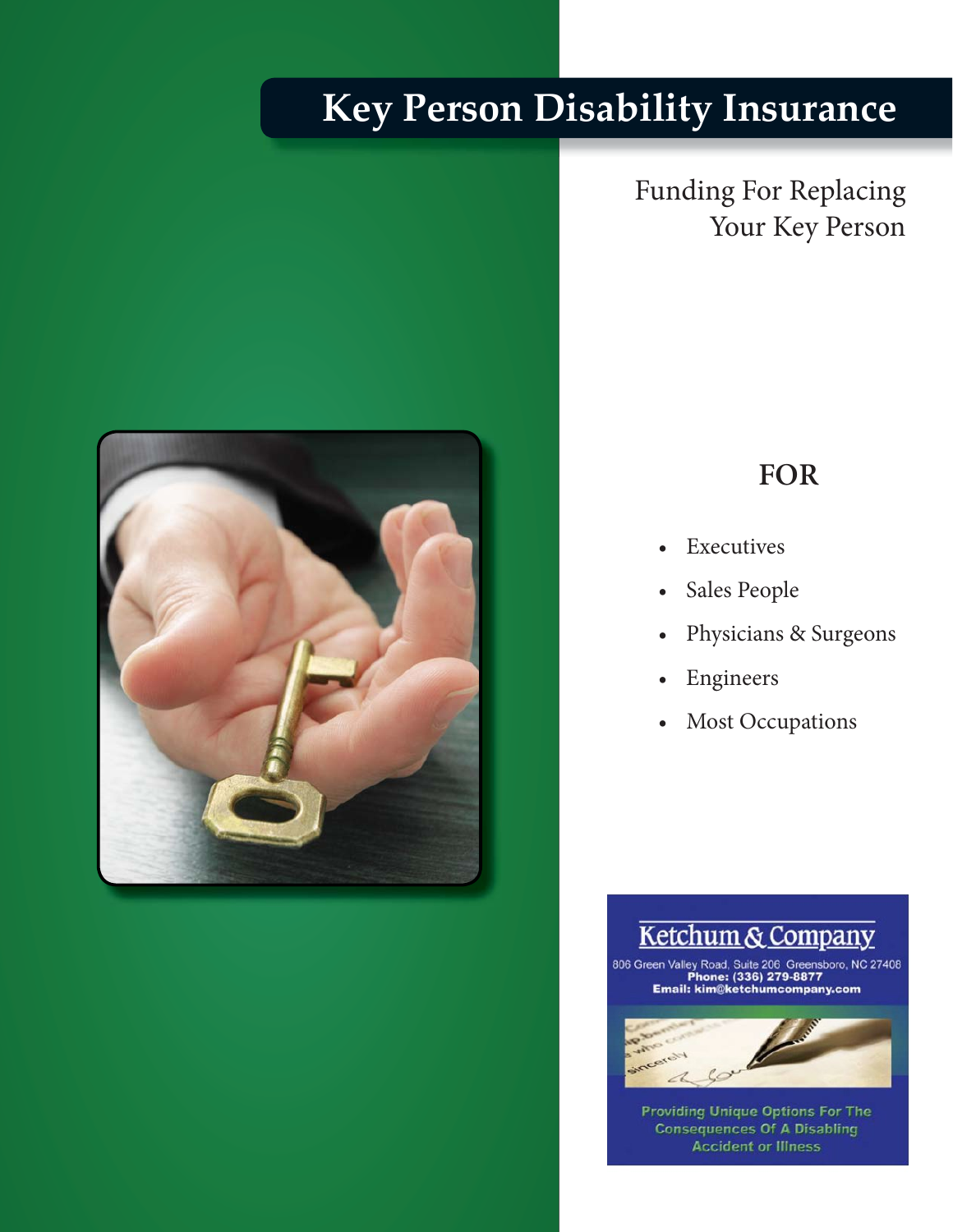# Key Person Disability Insurance

Funding For Replacing
Your Key Person

## FOR

- Executives
- Sales People
- Physicians & Surgeons
- Engineers
- Most Occupations

**Ketchum & Company**

806 Green Valley Road, Suite 206 Greensboro, NC 27408
**Phone: (336) 279-8877**
**Email: kim@ketchumcompany.com**

**Providing Unique Options For The Consequences Of A Disabling Accident or Illness**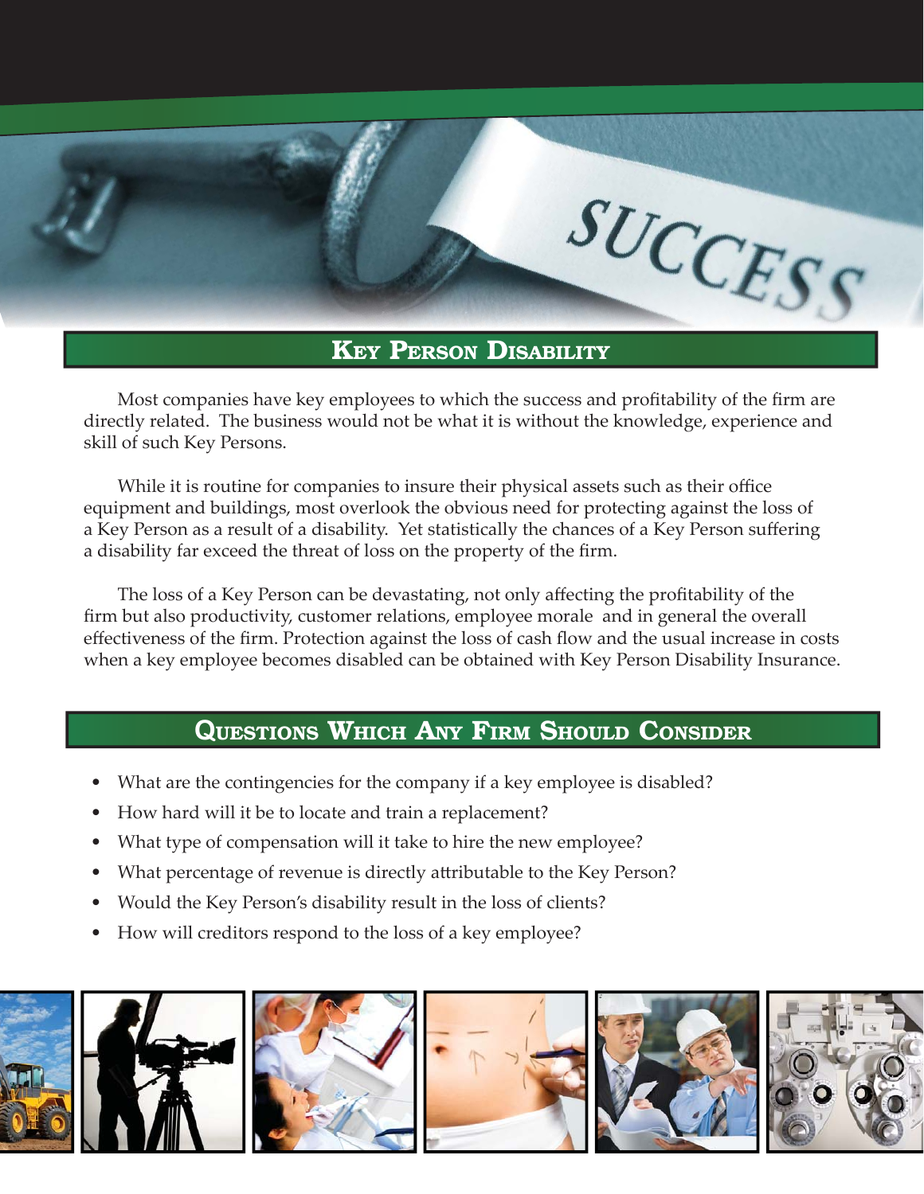## Key Person Disability

Most companies have key employees to which the success and profitability of the firm are directly related. The business would not be what it is without the knowledge, experience and skill of such Key Persons.

While it is routine for companies to insure their physical assets such as their office equipment and buildings, most overlook the obvious need for protecting against the loss of a Key Person as a result of a disability. Yet statistically the chances of a Key Person suffering a disability far exceed the threat of loss on the property of the firm.

The loss of a Key Person can be devastating, not only affecting the profitability of the firm but also productivity, customer relations, employee morale and in general the overall effectiveness of the firm. Protection against the loss of cash flow and the usual increase in costs when a key employee becomes disabled can be obtained with Key Person Disability Insurance.

## Questions Which Any Firm Should Consider

- What are the contingencies for the company if a key employee is disabled?
- How hard will it be to locate and train a replacement?
- What type of compensation will it take to hire the new employee?
- What percentage of revenue is directly attributable to the Key Person?
- Would the Key Person's disability result in the loss of clients?
- How will creditors respond to the loss of a key employee?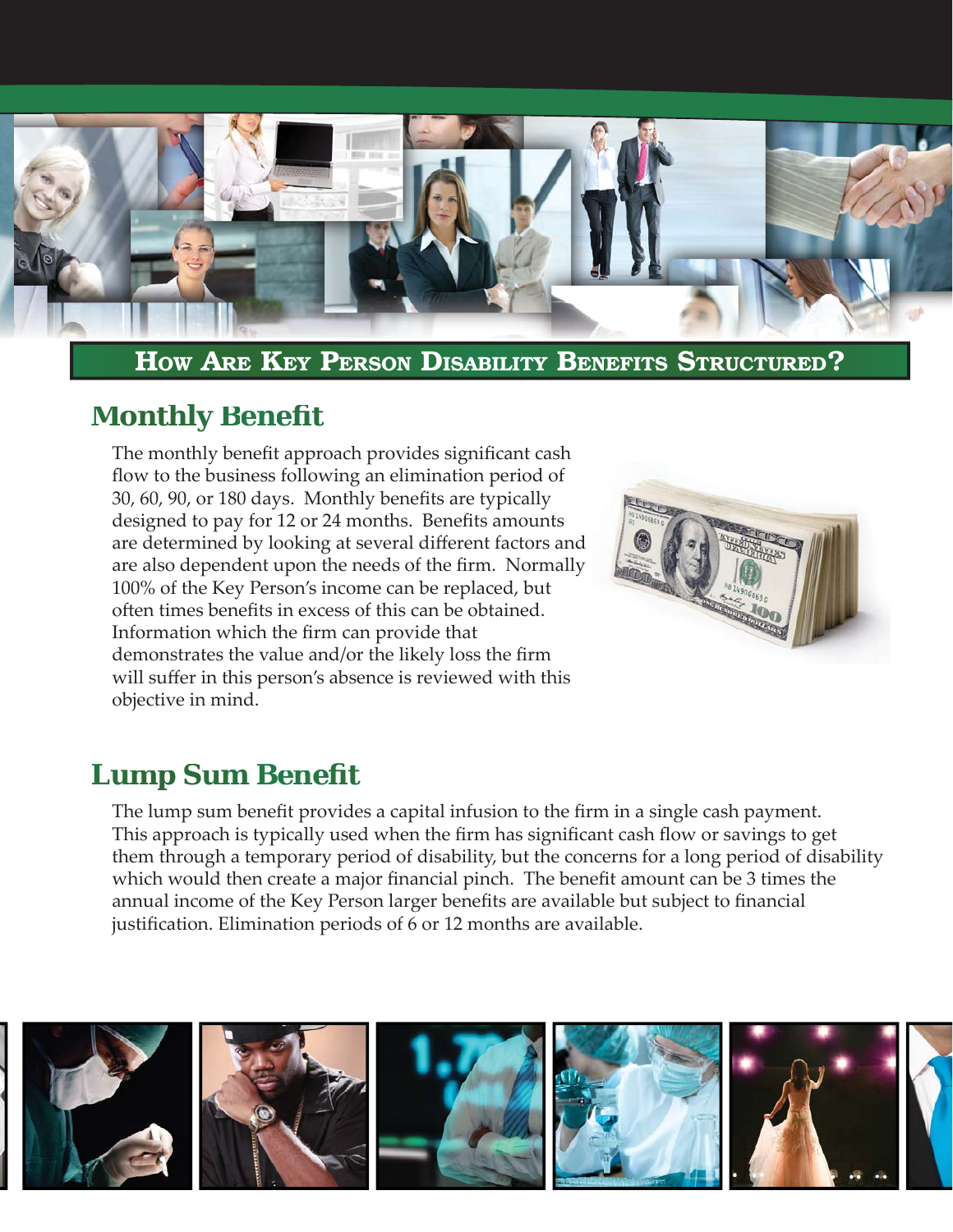# How Are Key Person Disability Benefits Structured?

## Monthly Benefit

The monthly benefit approach provides significant cash flow to the business following an elimination period of 30, 60, 90, or 180 days. Monthly benefits are typically designed to pay for 12 or 24 months. Benefits amounts are determined by looking at several different factors and are also dependent upon the needs of the firm. Normally 100% of the Key Person's income can be replaced, but often times benefits in excess of this can be obtained. Information which the firm can provide that demonstrates the value and/or the likely loss the firm will suffer in this person's absence is reviewed with this objective in mind.

## Lump Sum Benefit

The lump sum benefit provides a capital infusion to the firm in a single cash payment. This approach is typically used when the firm has significant cash flow or savings to get them through a temporary period of disability, but the concerns for a long period of disability which would then create a major financial pinch. The benefit amount can be 3 times the annual income of the Key Person larger benefits are available but subject to financial justification. Elimination periods of 6 or 12 months are available.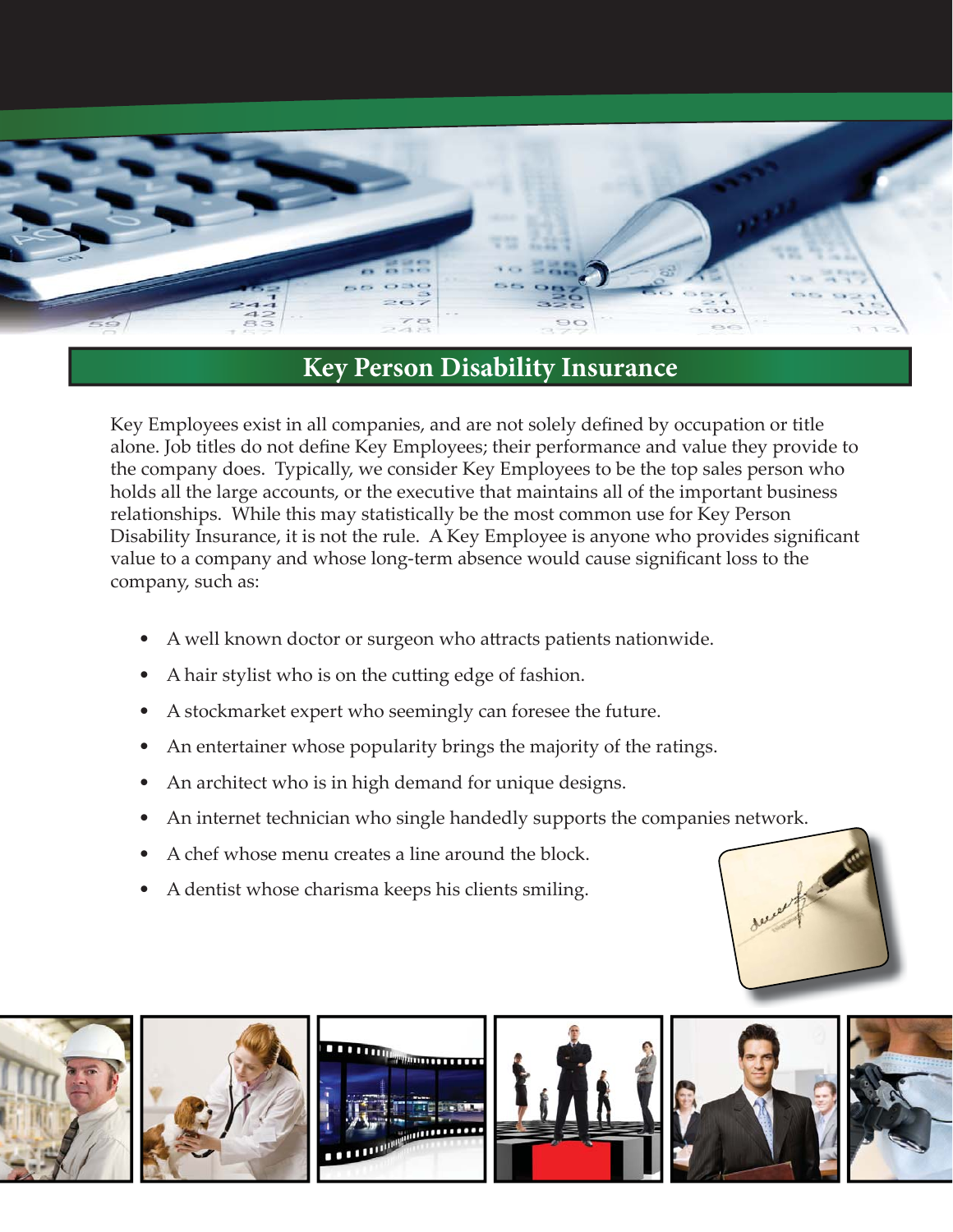## Key Person Disability Insurance

Key Employees exist in all companies, and are not solely defined by occupation or title alone. Job titles do not define Key Employees; their performance and value they provide to the company does. Typically, we consider Key Employees to be the top sales person who holds all the large accounts, or the executive that maintains all of the important business relationships. While this may statistically be the most common use for Key Person Disability Insurance, it is not the rule. A Key Employee is anyone who provides significant value to a company and whose long-term absence would cause significant loss to the company, such as:

- A well known doctor or surgeon who attracts patients nationwide.
- A hair stylist who is on the cutting edge of fashion.
- A stockmarket expert who seemingly can foresee the future.
- An entertainer whose popularity brings the majority of the ratings.
- An architect who is in high demand for unique designs.
- An internet technician who single handedly supports the companies network.
- A chef whose menu creates a line around the block.
- A dentist whose charisma keeps his clients smiling.